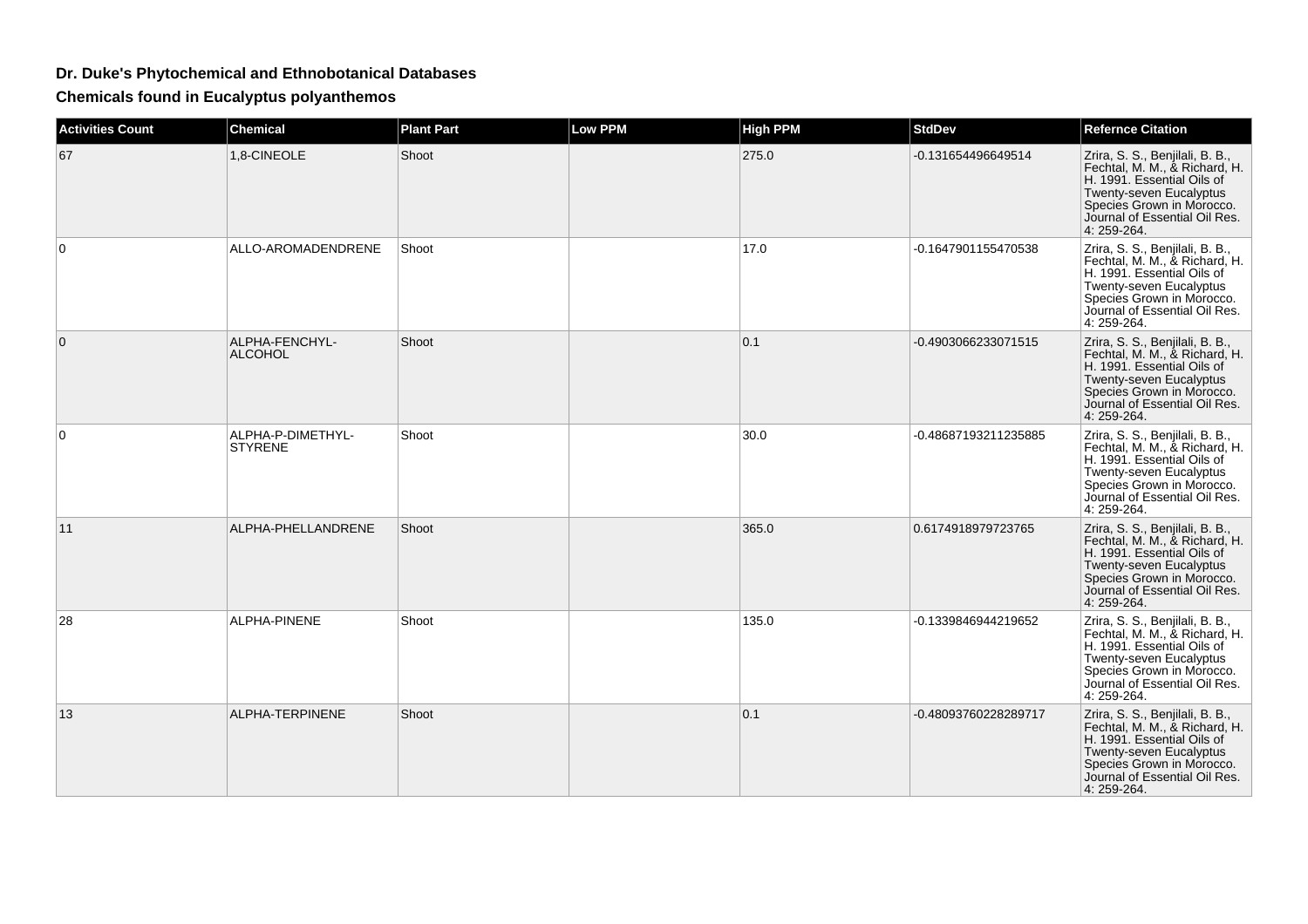# Dr. Duke's Phytochemical and Ethnobotanical Databases

## Chemicals found in Eucalyptus polyanthemos

| Activities Count | Chemical | Plant Part | Low PPM | High PPM | StdDev | Refernce Citation |
|---|---|---|---|---|---|---|
| 67 | 1,8-CINEOLE | Shoot | | 275.0 | -0.131654496649514 | Zrira, S. S., Benjilali, B. B., Fechtal, M. M., & Richard, H. H. 1991. Essential Oils of Twenty-seven Eucalyptus Species Grown in Morocco. Journal of Essential Oil Res. 4: 259-264. |
| 0 | ALLO-AROMADENDRENE | Shoot | | 17.0 | -0.1647901155470538 | Zrira, S. S., Benjilali, B. B., Fechtal, M. M., & Richard, H. H. 1991. Essential Oils of Twenty-seven Eucalyptus Species Grown in Morocco. Journal of Essential Oil Res. 4: 259-264. |
| 0 | ALPHA-FENCHYL-ALCOHOL | Shoot | | 0.1 | -0.4903066233071515 | Zrira, S. S., Benjilali, B. B., Fechtal, M. M., & Richard, H. H. 1991. Essential Oils of Twenty-seven Eucalyptus Species Grown in Morocco. Journal of Essential Oil Res. 4: 259-264. |
| 0 | ALPHA-P-DIMETHYL-STYRENE | Shoot | | 30.0 | -0.48687193211235885 | Zrira, S. S., Benjilali, B. B., Fechtal, M. M., & Richard, H. H. 1991. Essential Oils of Twenty-seven Eucalyptus Species Grown in Morocco. Journal of Essential Oil Res. 4: 259-264. |
| 11 | ALPHA-PHELLANDRENE | Shoot | | 365.0 | 0.6174918979723765 | Zrira, S. S., Benjilali, B. B., Fechtal, M. M., & Richard, H. H. 1991. Essential Oils of Twenty-seven Eucalyptus Species Grown in Morocco. Journal of Essential Oil Res. 4: 259-264. |
| 28 | ALPHA-PINENE | Shoot | | 135.0 | -0.1339846944219652 | Zrira, S. S., Benjilali, B. B., Fechtal, M. M., & Richard, H. H. 1991. Essential Oils of Twenty-seven Eucalyptus Species Grown in Morocco. Journal of Essential Oil Res. 4: 259-264. |
| 13 | ALPHA-TERPINENE | Shoot | | 0.1 | -0.48093760228289717 | Zrira, S. S., Benjilali, B. B., Fechtal, M. M., & Richard, H. H. 1991. Essential Oils of Twenty-seven Eucalyptus Species Grown in Morocco. Journal of Essential Oil Res. 4: 259-264. |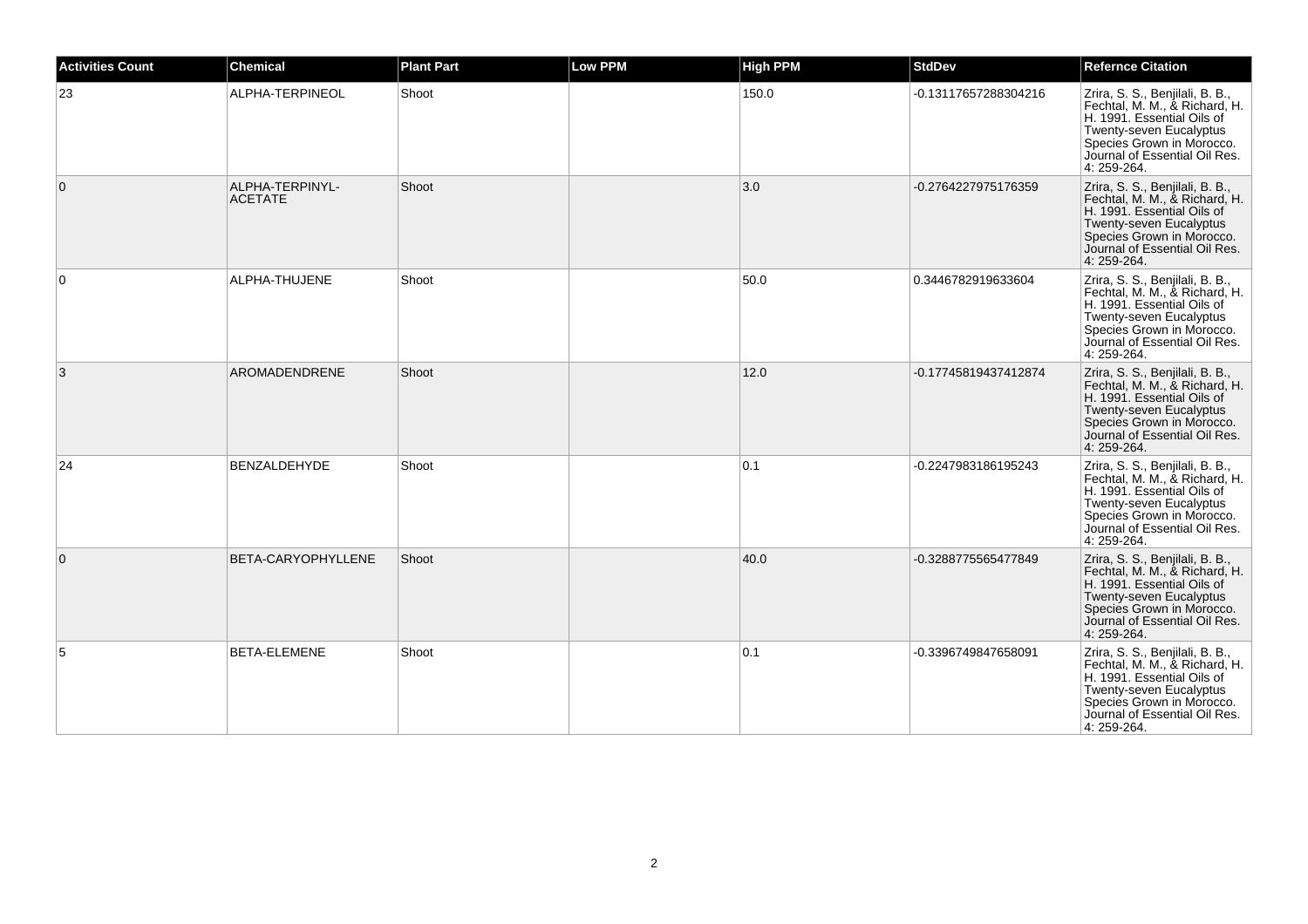| Activities Count | Chemical | Plant Part | Low PPM | High PPM | StdDev | Refernce Citation |
| --- | --- | --- | --- | --- | --- | --- |
| 23 | ALPHA-TERPINEOL | Shoot | | 150.0 | -0.13117657288304216 | Zrira, S. S., Benjilali, B. B., Fechtal, M. M., & Richard, H. H. 1991. Essential Oils of Twenty-seven Eucalyptus Species Grown in Morocco. Journal of Essential Oil Res. 4: 259-264. |
| 0 | ALPHA-TERPINYL-ACETATE | Shoot | | 3.0 | -0.2764227975176359 | Zrira, S. S., Benjilali, B. B., Fechtal, M. M., & Richard, H. H. 1991. Essential Oils of Twenty-seven Eucalyptus Species Grown in Morocco. Journal of Essential Oil Res. 4: 259-264. |
| 0 | ALPHA-THUJENE | Shoot | | 50.0 | 0.3446782919633604 | Zrira, S. S., Benjilali, B. B., Fechtal, M. M., & Richard, H. H. 1991. Essential Oils of Twenty-seven Eucalyptus Species Grown in Morocco. Journal of Essential Oil Res. 4: 259-264. |
| 3 | AROMADENDRENE | Shoot | | 12.0 | -0.17745819437412874 | Zrira, S. S., Benjilali, B. B., Fechtal, M. M., & Richard, H. H. 1991. Essential Oils of Twenty-seven Eucalyptus Species Grown in Morocco. Journal of Essential Oil Res. 4: 259-264. |
| 24 | BENZALDEHYDE | Shoot | | 0.1 | -0.2247983186195243 | Zrira, S. S., Benjilali, B. B., Fechtal, M. M., & Richard, H. H. 1991. Essential Oils of Twenty-seven Eucalyptus Species Grown in Morocco. Journal of Essential Oil Res. 4: 259-264. |
| 0 | BETA-CARYOPHYLLENE | Shoot | | 40.0 | -0.3288775565477849 | Zrira, S. S., Benjilali, B. B., Fechtal, M. M., & Richard, H. H. 1991. Essential Oils of Twenty-seven Eucalyptus Species Grown in Morocco. Journal of Essential Oil Res. 4: 259-264. |
| 5 | BETA-ELEMENE | Shoot | | 0.1 | -0.3396749847658091 | Zrira, S. S., Benjilali, B. B., Fechtal, M. M., & Richard, H. H. 1991. Essential Oils of Twenty-seven Eucalyptus Species Grown in Morocco. Journal of Essential Oil Res. 4: 259-264. |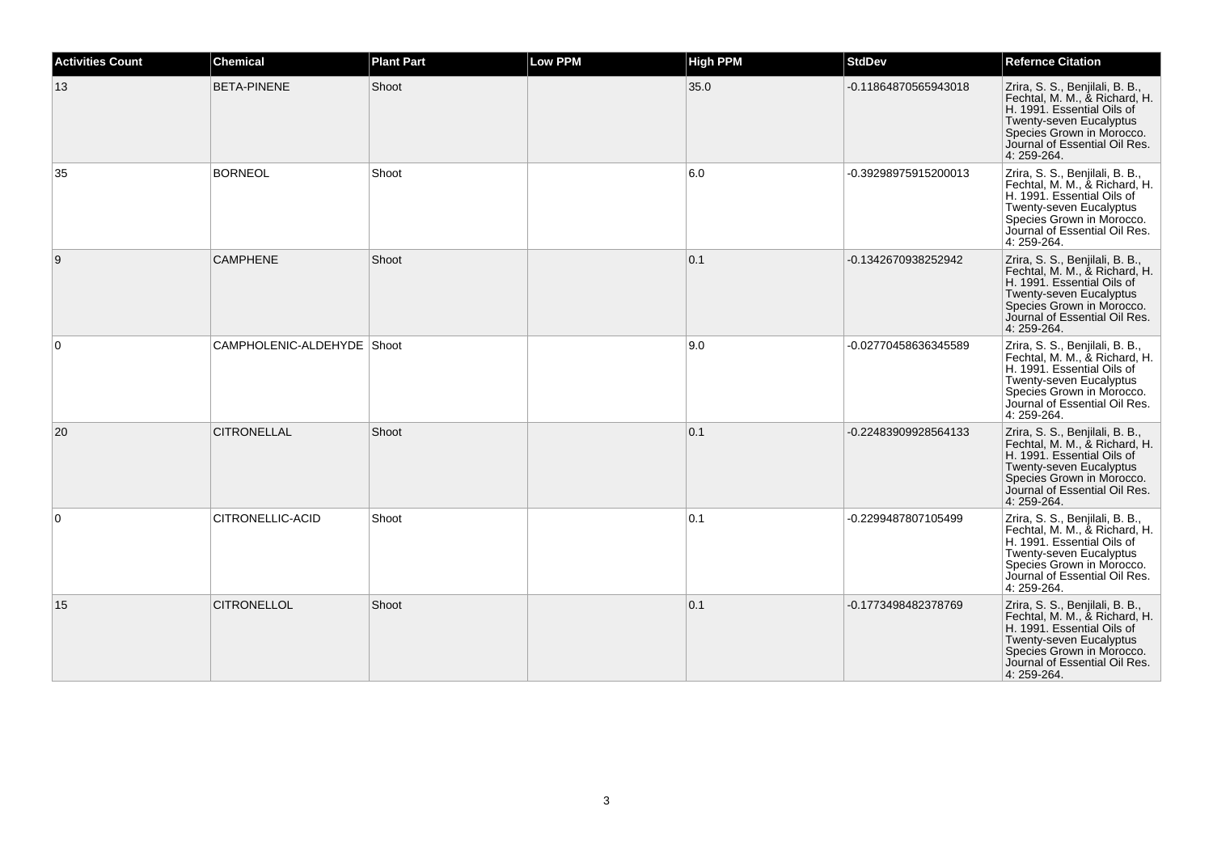| Activities Count | Chemical | Plant Part | Low PPM | High PPM | StdDev | Refernce Citation |
| --- | --- | --- | --- | --- | --- | --- |
| 13 | BETA-PINENE | Shoot | | 35.0 | -0.11864870565943018 | Zrira, S. S., Benjilali, B. B., Fechtal, M. M., & Richard, H. H. 1991. Essential Oils of Twenty-seven Eucalyptus Species Grown in Morocco. Journal of Essential Oil Res. 4: 259-264. |
| 35 | BORNEOL | Shoot | | 6.0 | -0.39298975915200013 | Zrira, S. S., Benjilali, B. B., Fechtal, M. M., & Richard, H. H. 1991. Essential Oils of Twenty-seven Eucalyptus Species Grown in Morocco. Journal of Essential Oil Res. 4: 259-264. |
| 9 | CAMPHENE | Shoot | | 0.1 | -0.1342670938252942 | Zrira, S. S., Benjilali, B. B., Fechtal, M. M., & Richard, H. H. 1991. Essential Oils of Twenty-seven Eucalyptus Species Grown in Morocco. Journal of Essential Oil Res. 4: 259-264. |
| 0 | CAMPHOLENIC-ALDEHYDE | Shoot | | 9.0 | -0.02770458636345589 | Zrira, S. S., Benjilali, B. B., Fechtal, M. M., & Richard, H. H. 1991. Essential Oils of Twenty-seven Eucalyptus Species Grown in Morocco. Journal of Essential Oil Res. 4: 259-264. |
| 20 | CITRONELLAL | Shoot | | 0.1 | -0.22483909928564133 | Zrira, S. S., Benjilali, B. B., Fechtal, M. M., & Richard, H. H. 1991. Essential Oils of Twenty-seven Eucalyptus Species Grown in Morocco. Journal of Essential Oil Res. 4: 259-264. |
| 0 | CITRONELLIC-ACID | Shoot | | 0.1 | -0.2299487807105499 | Zrira, S. S., Benjilali, B. B., Fechtal, M. M., & Richard, H. H. 1991. Essential Oils of Twenty-seven Eucalyptus Species Grown in Morocco. Journal of Essential Oil Res. 4: 259-264. |
| 15 | CITRONELLOL | Shoot | | 0.1 | -0.1773498482378769 | Zrira, S. S., Benjilali, B. B., Fechtal, M. M., & Richard, H. H. 1991. Essential Oils of Twenty-seven Eucalyptus Species Grown in Morocco. Journal of Essential Oil Res. 4: 259-264. |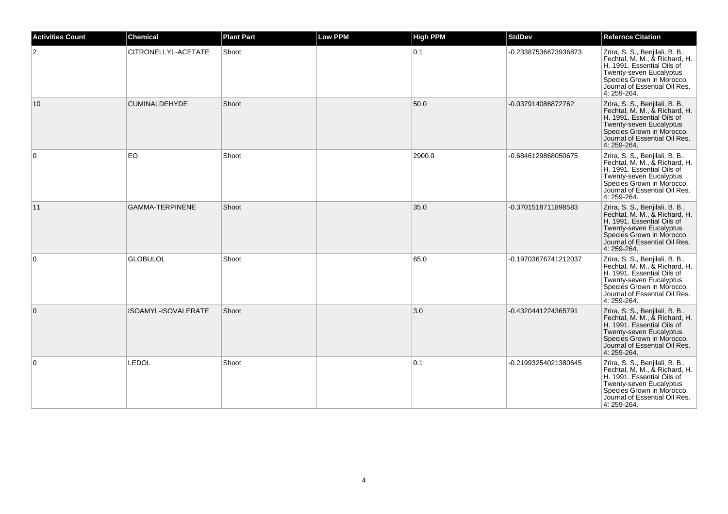| Activities Count | Chemical | Plant Part | Low PPM | High PPM | StdDev | Refernce Citation |
| --- | --- | --- | --- | --- | --- | --- |
| 2 | CITRONELLYL-ACETATE | Shoot | | 0.1 | -0.23387536673936873 | Zrira, S. S., Benjilali, B. B., Fechtal, M. M., & Richard, H. H. 1991. Essential Oils of Twenty-seven Eucalyptus Species Grown in Morocco. Journal of Essential Oil Res. 4: 259-264. |
| 10 | CUMINALDEHYDE | Shoot | | 50.0 | -0.037914086872762 | Zrira, S. S., Benjilali, B. B., Fechtal, M. M., & Richard, H. H. 1991. Essential Oils of Twenty-seven Eucalyptus Species Grown in Morocco. Journal of Essential Oil Res. 4: 259-264. |
| 0 | EO | Shoot | | 2900.0 | -0.6846129868050675 | Zrira, S. S., Benjilali, B. B., Fechtal, M. M., & Richard, H. H. 1991. Essential Oils of Twenty-seven Eucalyptus Species Grown in Morocco. Journal of Essential Oil Res. 4: 259-264. |
| 11 | GAMMA-TERPINENE | Shoot | | 35.0 | -0.3701518711898583 | Zrira, S. S., Benjilali, B. B., Fechtal, M. M., & Richard, H. H. 1991. Essential Oils of Twenty-seven Eucalyptus Species Grown in Morocco. Journal of Essential Oil Res. 4: 259-264. |
| 0 | GLOBULOL | Shoot | | 65.0 | -0.19703676741212037 | Zrira, S. S., Benjilali, B. B., Fechtal, M. M., & Richard, H. H. 1991. Essential Oils of Twenty-seven Eucalyptus Species Grown in Morocco. Journal of Essential Oil Res. 4: 259-264. |
| 0 | ISOAMYL-ISOVALERATE | Shoot | | 3.0 | -0.4320441224365791 | Zrira, S. S., Benjilali, B. B., Fechtal, M. M., & Richard, H. H. 1991. Essential Oils of Twenty-seven Eucalyptus Species Grown in Morocco. Journal of Essential Oil Res. 4: 259-264. |
| 0 | LEDOL | Shoot | | 0.1 | -0.21993254021380645 | Zrira, S. S., Benjilali, B. B., Fechtal, M. M., & Richard, H. H. 1991. Essential Oils of Twenty-seven Eucalyptus Species Grown in Morocco. Journal of Essential Oil Res. 4: 259-264. |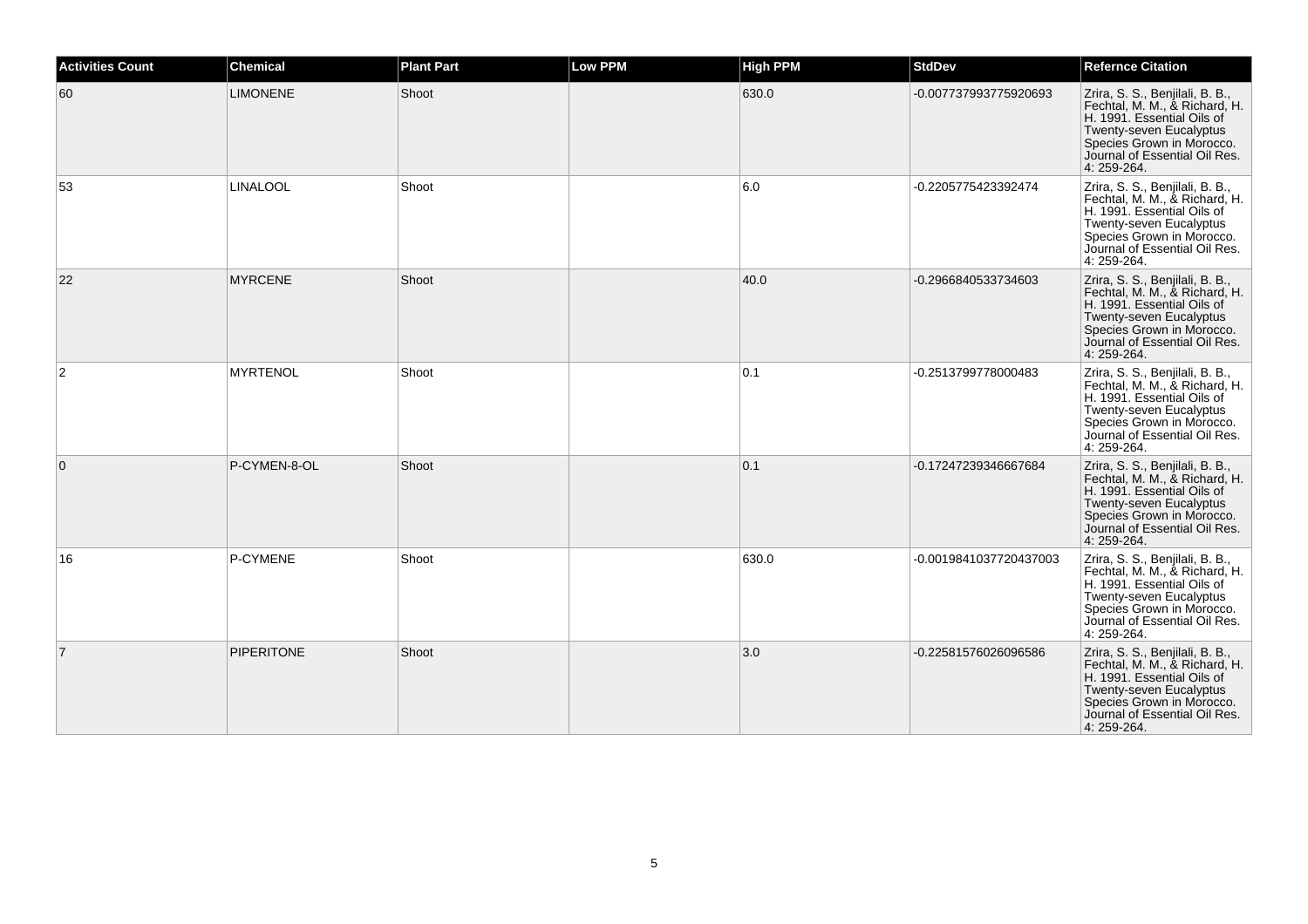| Activities Count | Chemical | Plant Part | Low PPM | High PPM | StdDev | Refernce Citation |
|---|---|---|---|---|---|---|
| 60 | LIMONENE | Shoot | | 630.0 | -0.007737993775920693 | Zrira, S. S., Benjilali, B. B., Fechtal, M. M., & Richard, H. H. 1991. Essential Oils of Twenty-seven Eucalyptus Species Grown in Morocco. Journal of Essential Oil Res. 4: 259-264. |
| 53 | LINALOOL | Shoot | | 6.0 | -0.2205775423392474 | Zrira, S. S., Benjilali, B. B., Fechtal, M. M., & Richard, H. H. 1991. Essential Oils of Twenty-seven Eucalyptus Species Grown in Morocco. Journal of Essential Oil Res. 4: 259-264. |
| 22 | MYRCENE | Shoot | | 40.0 | -0.2966840533734603 | Zrira, S. S., Benjilali, B. B., Fechtal, M. M., & Richard, H. H. 1991. Essential Oils of Twenty-seven Eucalyptus Species Grown in Morocco. Journal of Essential Oil Res. 4: 259-264. |
| 2 | MYRTENOL | Shoot | | 0.1 | -0.2513799778000483 | Zrira, S. S., Benjilali, B. B., Fechtal, M. M., & Richard, H. H. 1991. Essential Oils of Twenty-seven Eucalyptus Species Grown in Morocco. Journal of Essential Oil Res. 4: 259-264. |
| 0 | P-CYMEN-8-OL | Shoot | | 0.1 | -0.17247239346667684 | Zrira, S. S., Benjilali, B. B., Fechtal, M. M., & Richard, H. H. 1991. Essential Oils of Twenty-seven Eucalyptus Species Grown in Morocco. Journal of Essential Oil Res. 4: 259-264. |
| 16 | P-CYMENE | Shoot | | 630.0 | -0.0019841037720437003 | Zrira, S. S., Benjilali, B. B., Fechtal, M. M., & Richard, H. H. 1991. Essential Oils of Twenty-seven Eucalyptus Species Grown in Morocco. Journal of Essential Oil Res. 4: 259-264. |
| 7 | PIPERITONE | Shoot | | 3.0 | -0.22581576026096586 | Zrira, S. S., Benjilali, B. B., Fechtal, M. M., & Richard, H. H. 1991. Essential Oils of Twenty-seven Eucalyptus Species Grown in Morocco. Journal of Essential Oil Res. 4: 259-264. |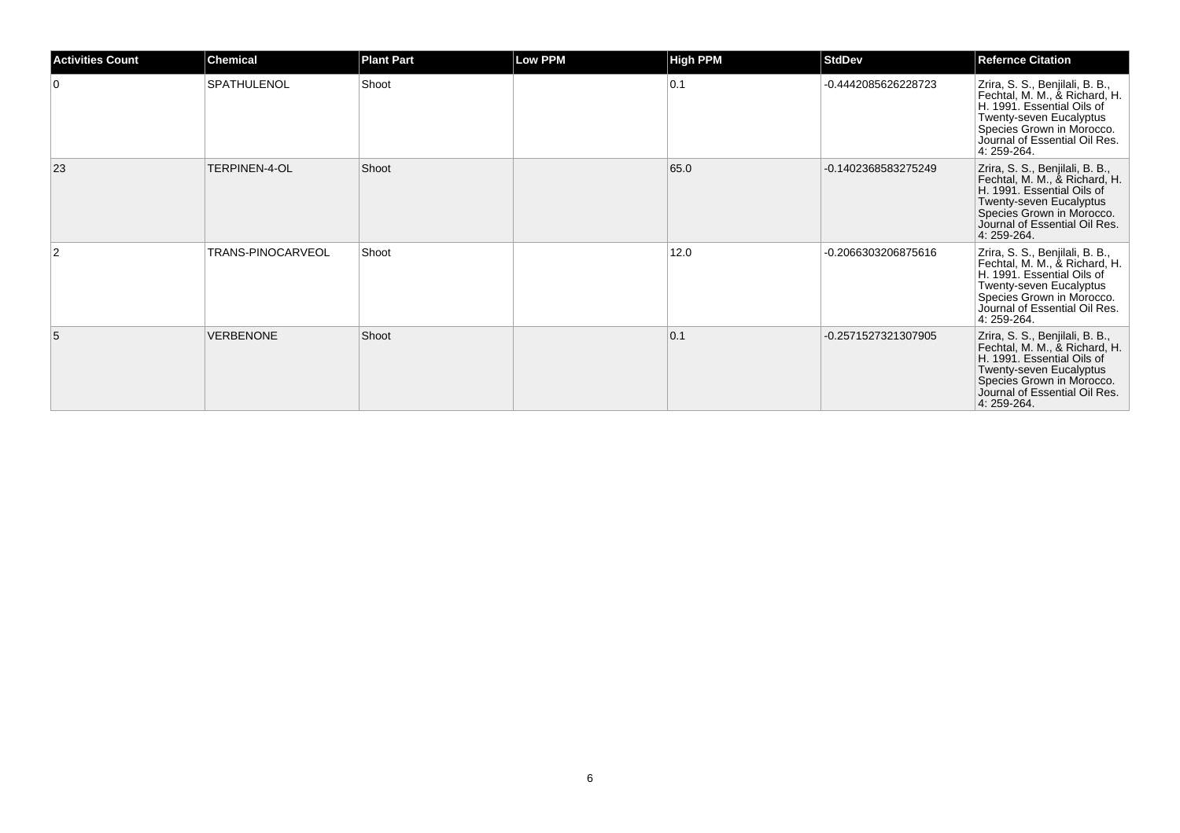| Activities Count | Chemical | Plant Part | Low PPM | High PPM | StdDev | Refernce Citation |
| --- | --- | --- | --- | --- | --- | --- |
| 0 | SPATHULENOL | Shoot | | 0.1 | -0.4442085626228723 | Zrira, S. S., Benjilali, B. B., Fechtal, M. M., & Richard, H. H. 1991. Essential Oils of Twenty-seven Eucalyptus Species Grown in Morocco. Journal of Essential Oil Res. 4: 259-264. |
| 23 | TERPINEN-4-OL | Shoot | | 65.0 | -0.1402368583275249 | Zrira, S. S., Benjilali, B. B., Fechtal, M. M., & Richard, H. H. 1991. Essential Oils of Twenty-seven Eucalyptus Species Grown in Morocco. Journal of Essential Oil Res. 4: 259-264. |
| 2 | TRANS-PINOCARVEOL | Shoot | | 12.0 | -0.2066303206875616 | Zrira, S. S., Benjilali, B. B., Fechtal, M. M., & Richard, H. H. 1991. Essential Oils of Twenty-seven Eucalyptus Species Grown in Morocco. Journal of Essential Oil Res. 4: 259-264. |
| 5 | VERBENONE | Shoot | | 0.1 | -0.2571527321307905 | Zrira, S. S., Benjilali, B. B., Fechtal, M. M., & Richard, H. H. 1991. Essential Oils of Twenty-seven Eucalyptus Species Grown in Morocco. Journal of Essential Oil Res. 4: 259-264. |